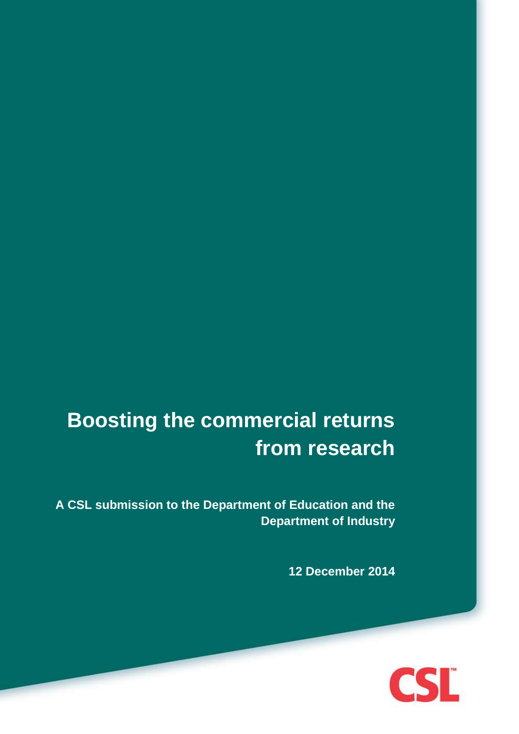# Boosting the commercial returns from research

**A CSL submission to the Department of Education and the Department of Industry**

**12 December 2014**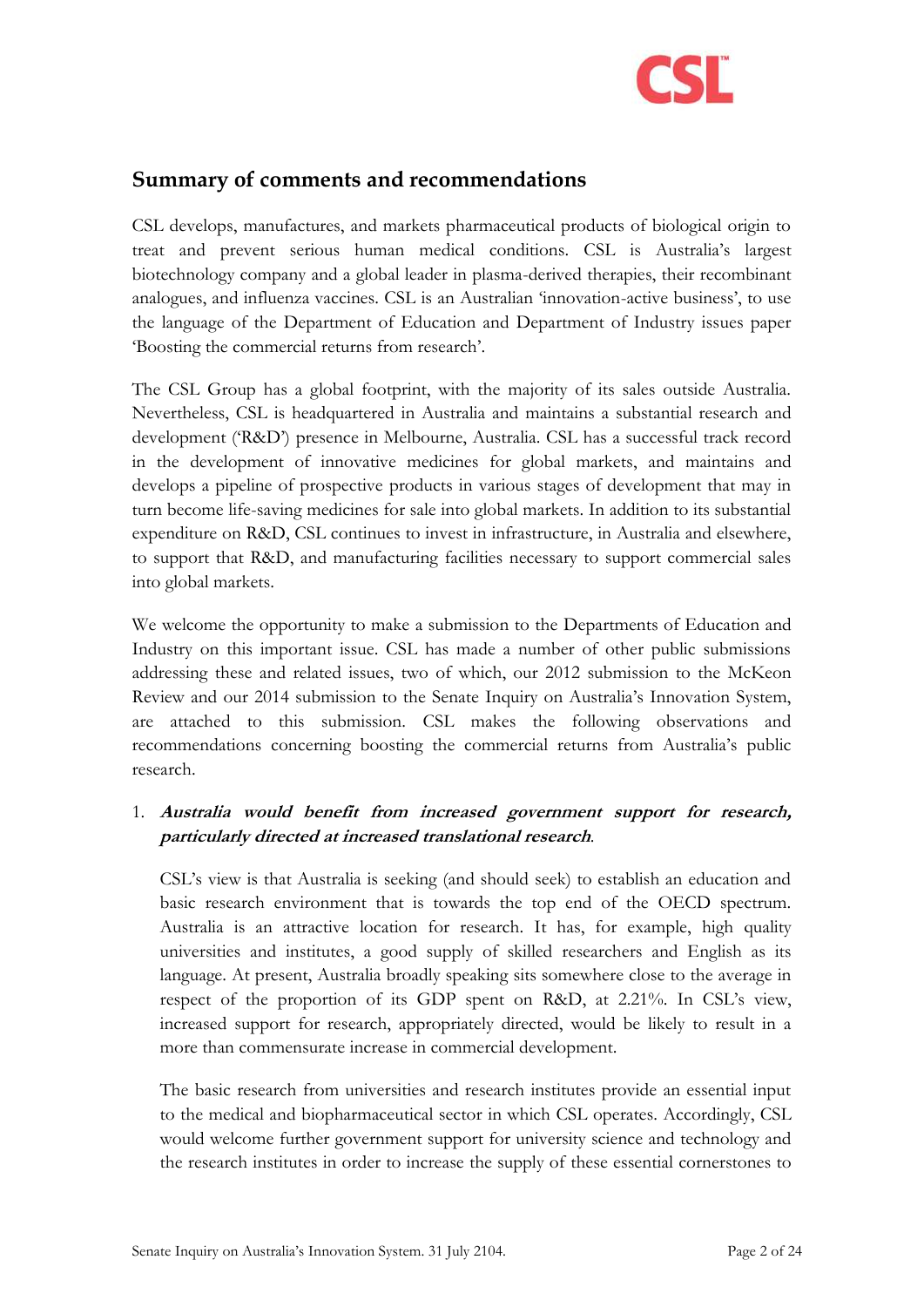## Summary of comments and recommendations

CSL develops, manufactures, and markets pharmaceutical products of biological origin to treat and prevent serious human medical conditions. CSL is Australia's largest biotechnology company and a global leader in plasma-derived therapies, their recombinant analogues, and influenza vaccines. CSL is an Australian 'innovation-active business', to use the language of the Department of Education and Department of Industry issues paper 'Boosting the commercial returns from research'.

The CSL Group has a global footprint, with the majority of its sales outside Australia. Nevertheless, CSL is headquartered in Australia and maintains a substantial research and development ('R&D') presence in Melbourne, Australia. CSL has a successful track record in the development of innovative medicines for global markets, and maintains and develops a pipeline of prospective products in various stages of development that may in turn become life-saving medicines for sale into global markets. In addition to its substantial expenditure on R&D, CSL continues to invest in infrastructure, in Australia and elsewhere, to support that R&D, and manufacturing facilities necessary to support commercial sales into global markets.

We welcome the opportunity to make a submission to the Departments of Education and Industry on this important issue. CSL has made a number of other public submissions addressing these and related issues, two of which, our 2012 submission to the McKeon Review and our 2014 submission to the Senate Inquiry on Australia's Innovation System, are attached to this submission. CSL makes the following observations and recommendations concerning boosting the commercial returns from Australia's public research.

1. ***Australia would benefit from increased government support for research, particularly directed at increased translational research***.

   CSL's view is that Australia is seeking (and should seek) to establish an education and basic research environment that is towards the top end of the OECD spectrum. Australia is an attractive location for research. It has, for example, high quality universities and institutes, a good supply of skilled researchers and English as its language. At present, Australia broadly speaking sits somewhere close to the average in respect of the proportion of its GDP spent on R&D, at 2.21%. In CSL's view, increased support for research, appropriately directed, would be likely to result in a more than commensurate increase in commercial development.

   The basic research from universities and research institutes provide an essential input to the medical and biopharmaceutical sector in which CSL operates. Accordingly, CSL would welcome further government support for university science and technology and the research institutes in order to increase the supply of these essential cornerstones to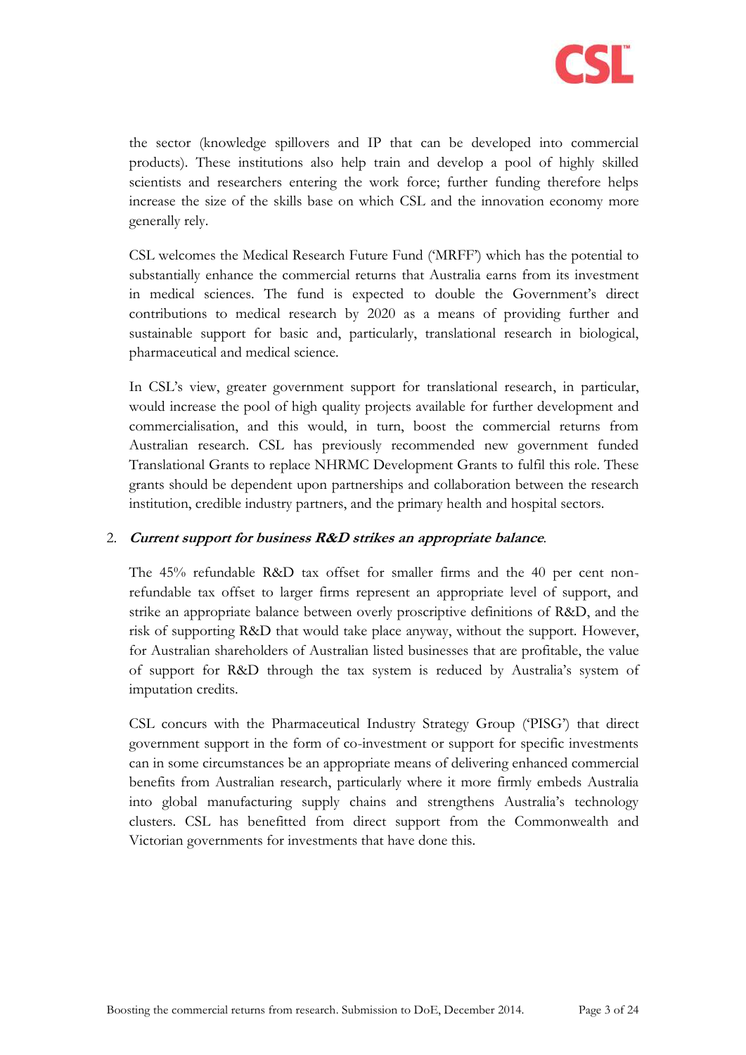the sector (knowledge spillovers and IP that can be developed into commercial products). These institutions also help train and develop a pool of highly skilled scientists and researchers entering the work force; further funding therefore helps increase the size of the skills base on which CSL and the innovation economy more generally rely.

CSL welcomes the Medical Research Future Fund ('MRFF') which has the potential to substantially enhance the commercial returns that Australia earns from its investment in medical sciences. The fund is expected to double the Government's direct contributions to medical research by 2020 as a means of providing further and sustainable support for basic and, particularly, translational research in biological, pharmaceutical and medical science.

In CSL's view, greater government support for translational research, in particular, would increase the pool of high quality projects available for further development and commercialisation, and this would, in turn, boost the commercial returns from Australian research. CSL has previously recommended new government funded Translational Grants to replace NHRMC Development Grants to fulfil this role. These grants should be dependent upon partnerships and collaboration between the research institution, credible industry partners, and the primary health and hospital sectors.

2. ***Current support for business R&D strikes an appropriate balance*.**

The 45% refundable R&D tax offset for smaller firms and the 40 per cent non-refundable tax offset to larger firms represent an appropriate level of support, and strike an appropriate balance between overly proscriptive definitions of R&D, and the risk of supporting R&D that would take place anyway, without the support. However, for Australian shareholders of Australian listed businesses that are profitable, the value of support for R&D through the tax system is reduced by Australia's system of imputation credits.

CSL concurs with the Pharmaceutical Industry Strategy Group ('PISG') that direct government support in the form of co-investment or support for specific investments can in some circumstances be an appropriate means of delivering enhanced commercial benefits from Australian research, particularly where it more firmly embeds Australia into global manufacturing supply chains and strengthens Australia's technology clusters. CSL has benefitted from direct support from the Commonwealth and Victorian governments for investments that have done this.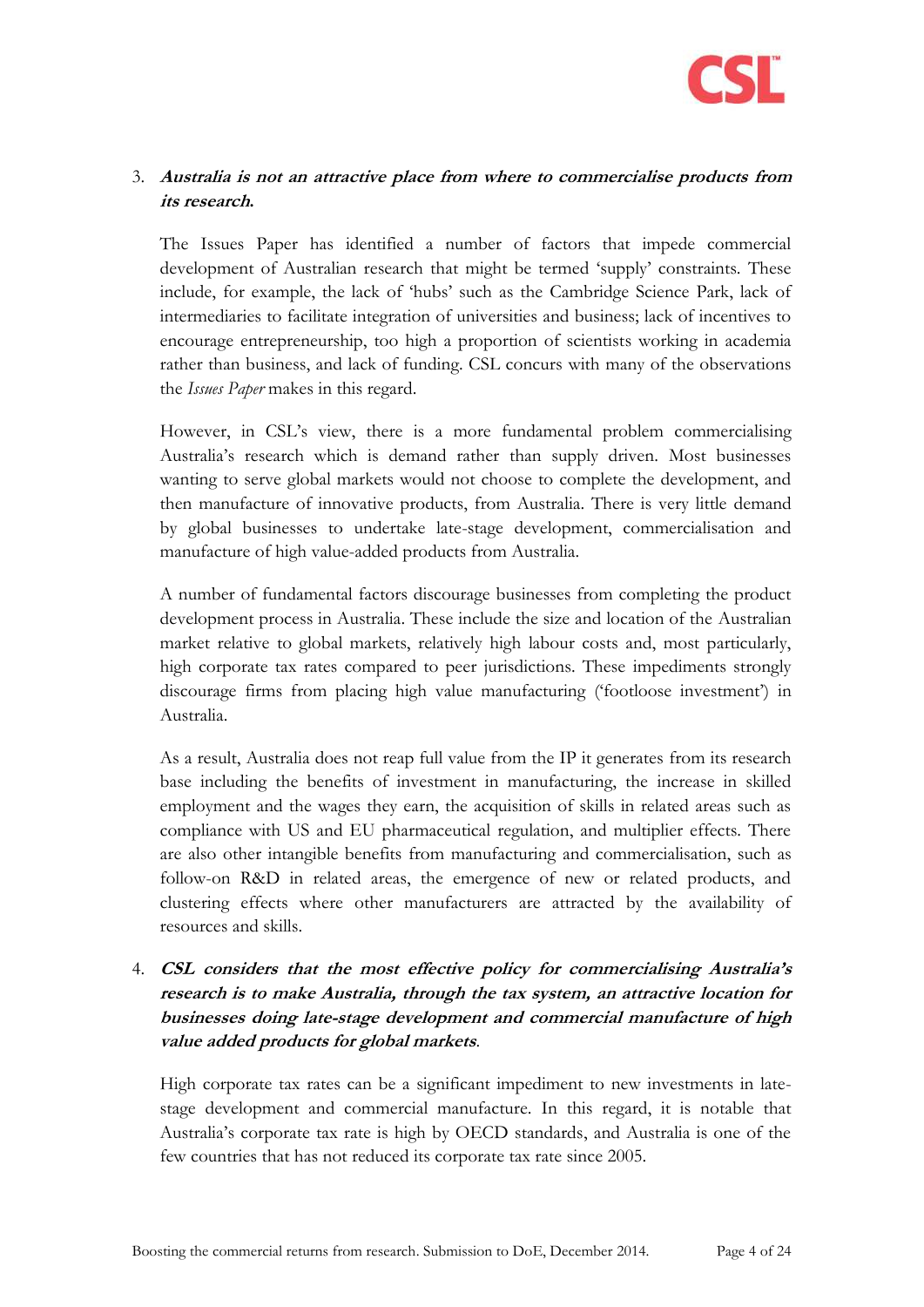3. ***Australia is not an attractive place from where to commercialise products from its research.***

   The Issues Paper has identified a number of factors that impede commercial development of Australian research that might be termed 'supply' constraints. These include, for example, the lack of 'hubs' such as the Cambridge Science Park, lack of intermediaries to facilitate integration of universities and business; lack of incentives to encourage entrepreneurship, too high a proportion of scientists working in academia rather than business, and lack of funding. CSL concurs with many of the observations the *Issues Paper* makes in this regard.

   However, in CSL's view, there is a more fundamental problem commercialising Australia's research which is demand rather than supply driven. Most businesses wanting to serve global markets would not choose to complete the development, and then manufacture of innovative products, from Australia. There is very little demand by global businesses to undertake late-stage development, commercialisation and manufacture of high value-added products from Australia.

   A number of fundamental factors discourage businesses from completing the product development process in Australia. These include the size and location of the Australian market relative to global markets, relatively high labour costs and, most particularly, high corporate tax rates compared to peer jurisdictions. These impediments strongly discourage firms from placing high value manufacturing ('footloose investment') in Australia.

   As a result, Australia does not reap full value from the IP it generates from its research base including the benefits of investment in manufacturing, the increase in skilled employment and the wages they earn, the acquisition of skills in related areas such as compliance with US and EU pharmaceutical regulation, and multiplier effects. There are also other intangible benefits from manufacturing and commercialisation, such as follow-on R&D in related areas, the emergence of new or related products, and clustering effects where other manufacturers are attracted by the availability of resources and skills.

4. ***CSL considers that the most effective policy for commercialising Australia's research is to make Australia, through the tax system, an attractive location for businesses doing late-stage development and commercial manufacture of high value added products for global markets.***

   High corporate tax rates can be a significant impediment to new investments in late-stage development and commercial manufacture. In this regard, it is notable that Australia's corporate tax rate is high by OECD standards, and Australia is one of the few countries that has not reduced its corporate tax rate since 2005.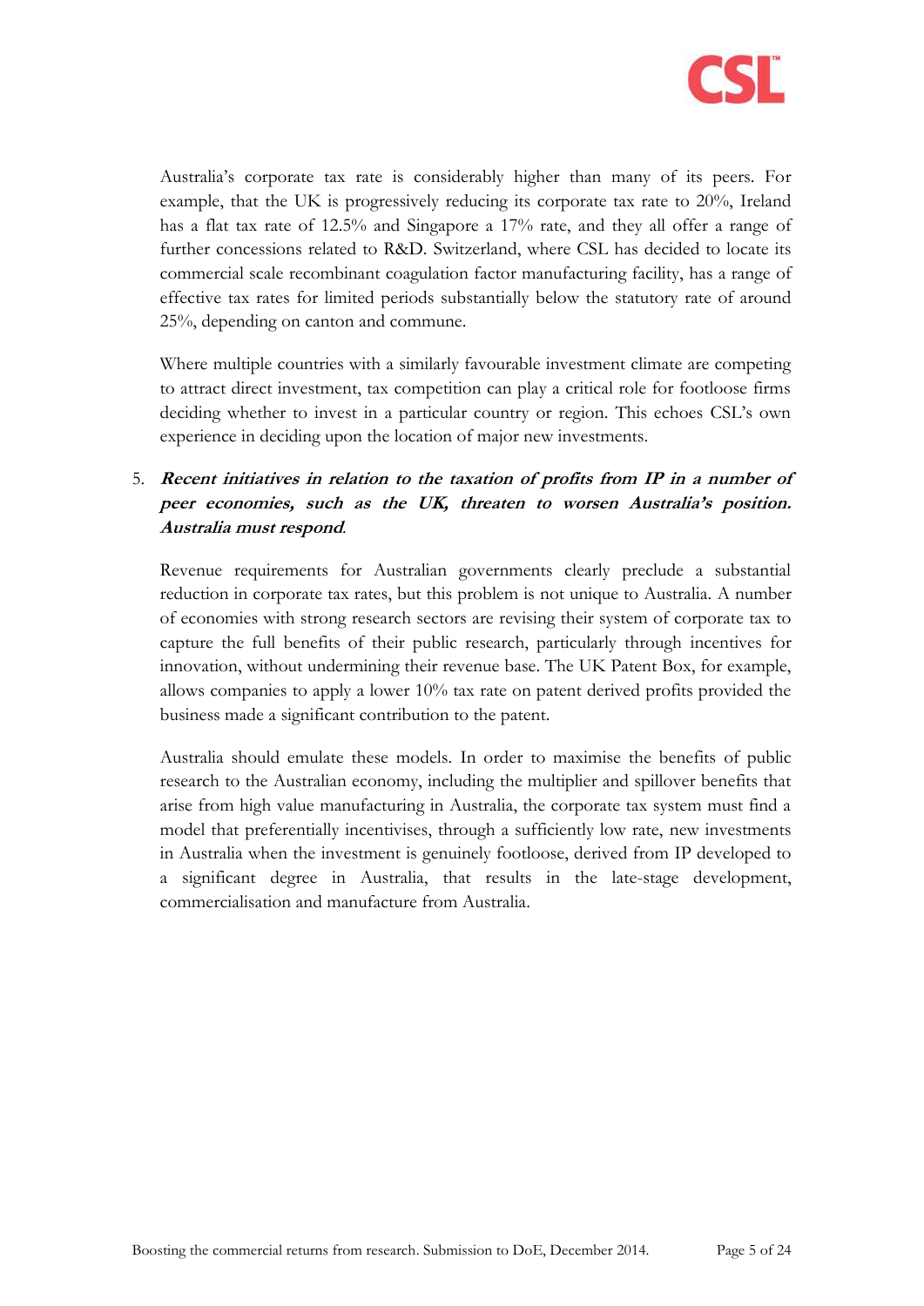Australia's corporate tax rate is considerably higher than many of its peers. For example, that the UK is progressively reducing its corporate tax rate to 20%, Ireland has a flat tax rate of 12.5% and Singapore a 17% rate, and they all offer a range of further concessions related to R&D. Switzerland, where CSL has decided to locate its commercial scale recombinant coagulation factor manufacturing facility, has a range of effective tax rates for limited periods substantially below the statutory rate of around 25%, depending on canton and commune.

Where multiple countries with a similarly favourable investment climate are competing to attract direct investment, tax competition can play a critical role for footloose firms deciding whether to invest in a particular country or region. This echoes CSL's own experience in deciding upon the location of major new investments.

5. ***Recent initiatives in relation to the taxation of profits from IP in a number of peer economies, such as the UK, threaten to worsen Australia's position. Australia must respond*.**

Revenue requirements for Australian governments clearly preclude a substantial reduction in corporate tax rates, but this problem is not unique to Australia. A number of economies with strong research sectors are revising their system of corporate tax to capture the full benefits of their public research, particularly through incentives for innovation, without undermining their revenue base. The UK Patent Box, for example, allows companies to apply a lower 10% tax rate on patent derived profits provided the business made a significant contribution to the patent.

Australia should emulate these models. In order to maximise the benefits of public research to the Australian economy, including the multiplier and spillover benefits that arise from high value manufacturing in Australia, the corporate tax system must find a model that preferentially incentivises, through a sufficiently low rate, new investments in Australia when the investment is genuinely footloose, derived from IP developed to a significant degree in Australia, that results in the late-stage development, commercialisation and manufacture from Australia.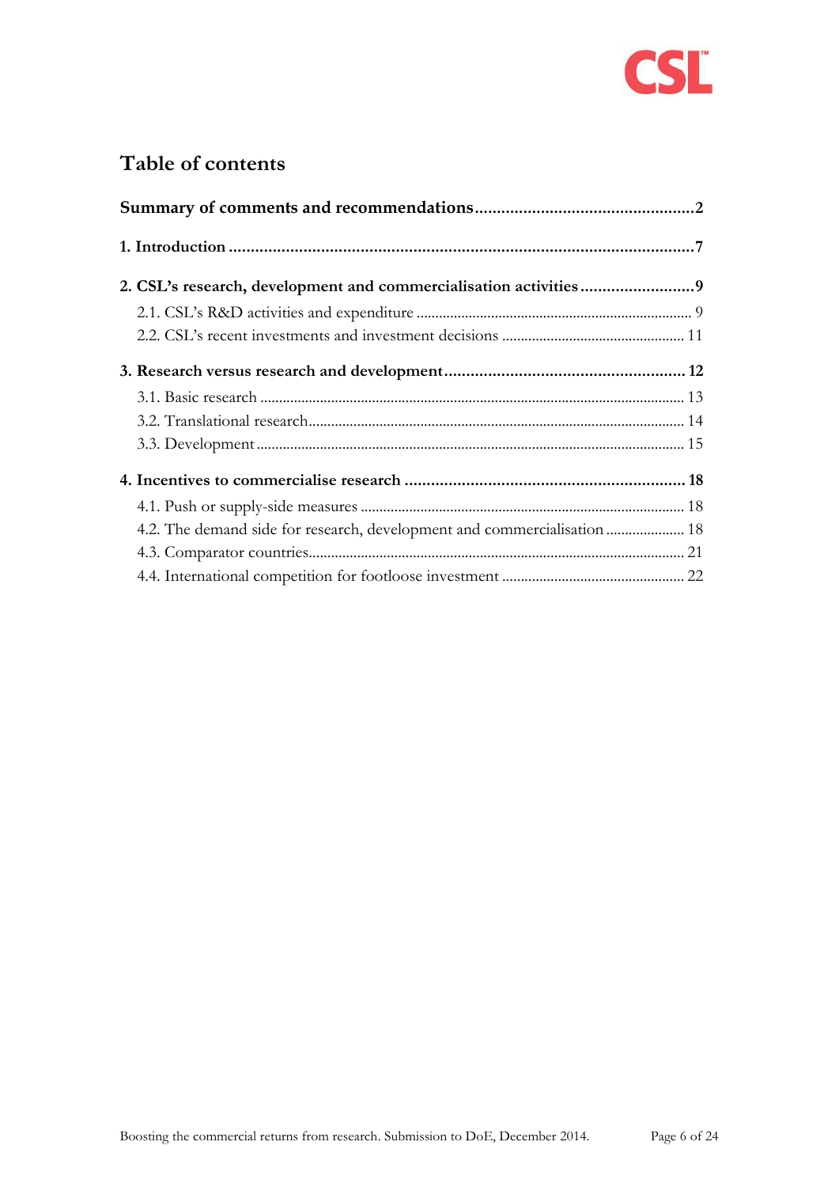# Table of contents

**Summary of comments and recommendations** .................................................. **2**

**1. Introduction** .................................................................................................. **7**

**2. CSL's research, development and commercialisation activities** .......................... **9**

- 2.1. CSL's R&D activities and expenditure ......................................................................... 9
- 2.2. CSL's recent investments and investment decisions ................................................ 11

**3. Research versus research and development** ...................................................... **12**

- 3.1. Basic research ............................................................................................................ 13
- 3.2. Translational research.................................................................................................. 14
- 3.3. Development ............................................................................................................... 15

**4. Incentives to commercialise research** ................................................................ **18**

- 4.1. Push or supply-side measures ..................................................................................... 18
- 4.2. The demand side for research, development and commercialisation ..................... 18
- 4.3. Comparator countries.................................................................................................. 21
- 4.4. International competition for footloose investment ................................................ 22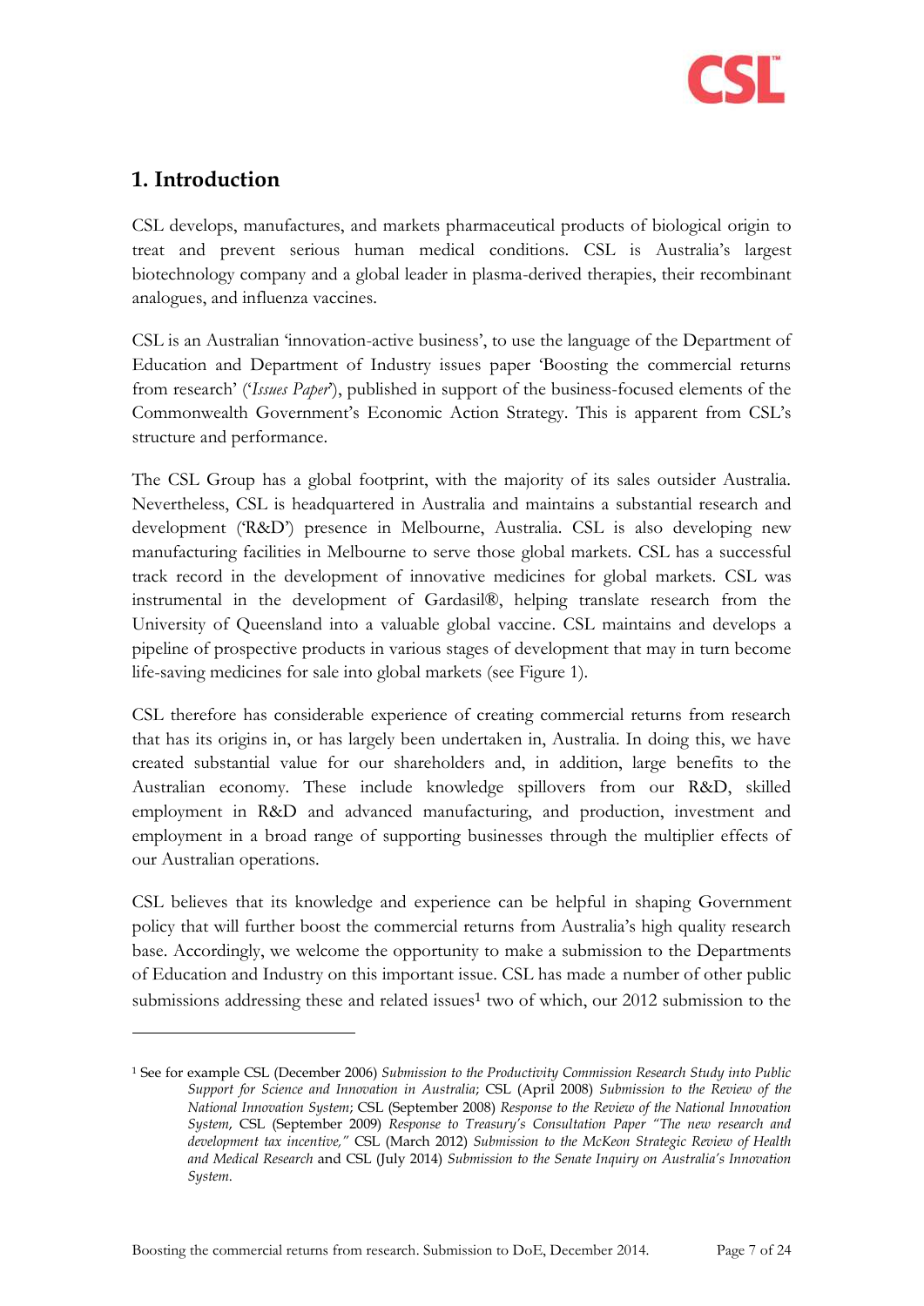## 1. Introduction

CSL develops, manufactures, and markets pharmaceutical products of biological origin to treat and prevent serious human medical conditions. CSL is Australia's largest biotechnology company and a global leader in plasma-derived therapies, their recombinant analogues, and influenza vaccines.

CSL is an Australian 'innovation-active business', to use the language of the Department of Education and Department of Industry issues paper 'Boosting the commercial returns from research' ('*Issues Paper*'), published in support of the business-focused elements of the Commonwealth Government's Economic Action Strategy. This is apparent from CSL's structure and performance.

The CSL Group has a global footprint, with the majority of its sales outsider Australia. Nevertheless, CSL is headquartered in Australia and maintains a substantial research and development ('R&D') presence in Melbourne, Australia. CSL is also developing new manufacturing facilities in Melbourne to serve those global markets. CSL has a successful track record in the development of innovative medicines for global markets. CSL was instrumental in the development of Gardasil®, helping translate research from the University of Queensland into a valuable global vaccine. CSL maintains and develops a pipeline of prospective products in various stages of development that may in turn become life-saving medicines for sale into global markets (see Figure 1).

CSL therefore has considerable experience of creating commercial returns from research that has its origins in, or has largely been undertaken in, Australia. In doing this, we have created substantial value for our shareholders and, in addition, large benefits to the Australian economy. These include knowledge spillovers from our R&D, skilled employment in R&D and advanced manufacturing, and production, investment and employment in a broad range of supporting businesses through the multiplier effects of our Australian operations.

CSL believes that its knowledge and experience can be helpful in shaping Government policy that will further boost the commercial returns from Australia's high quality research base. Accordingly, we welcome the opportunity to make a submission to the Departments of Education and Industry on this important issue. CSL has made a number of other public submissions addressing these and related issues[1] two of which, our 2012 submission to the

[1] See for example CSL (December 2006) *Submission to the Productivity Commission Research Study into Public Support for Science and Innovation in Australia*; CSL (April 2008) *Submission to the Review of the National Innovation System*; CSL (September 2008) *Response to the Review of the National Innovation System*, CSL (September 2009) *Response to Treasury's Consultation Paper "The new research and development tax incentive,"* CSL (March 2012) *Submission to the McKeon Strategic Review of Health and Medical Research* and CSL (July 2014) *Submission to the Senate Inquiry on Australia's Innovation System*.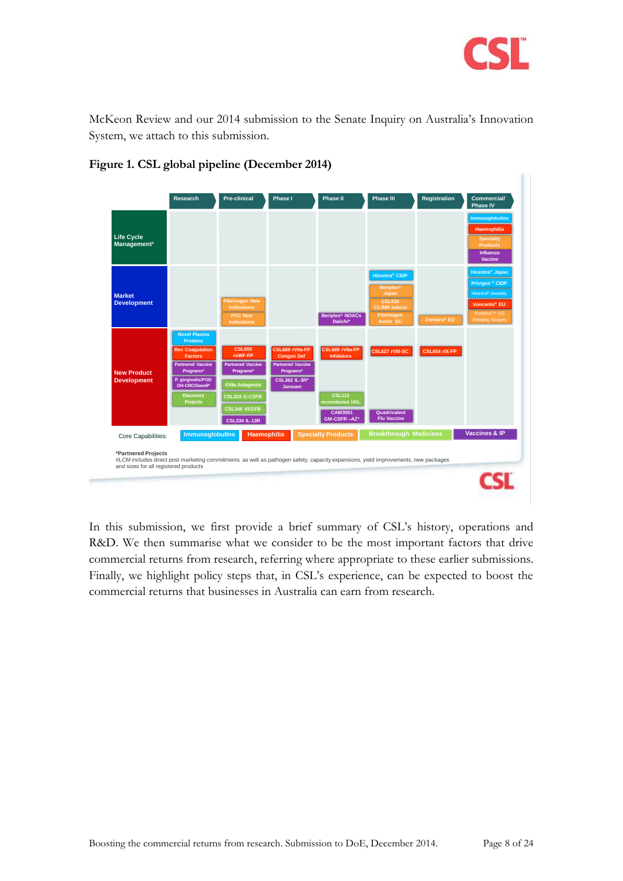McKeon Review and our 2014 submission to the Senate Inquiry on Australia's Innovation System, we attach to this submission.

**Figure 1. CSL global pipeline (December 2014)**

| | Research | Pre-clinical | Phase I | Phase II | Phase III | Registration | Commercial/ Phase IV |
|---|---|---|---|---|---|---|---|
| **Life Cycle Management#** | | | | | | | Immunoglobulins; Haemophilia; Specialty Products; Influenza Vaccine |
| **Market Development** | | Fibrinogen New Indications; PCC New Indications | | Beriplex® NOACs Daiichi* | Hizentra® CIDP; Beriplex® Japan; CSL830 C1-INH subcut; Fibrinogen Aortic EU | Zemaira® EU | Hizentra® Japan; Privigen® CIDP; Hizentra® biweekly; Voncento® EU; Kcentra™ US Bleeding /Surgery |
| **New Product Development** | Novel Plasma Proteins; Rec Coagulation Factors; Partnered Vaccine Programs*; P. gingivalis/POD OH-CRC/Sanofi*; Discovery Projects | CSL650 rvWF-FP; Partnered Vaccine Programs*; FXIIa Antagonist; CSL324 G-CSFR; CSL346 VEGFB; CSL334 IL-13R | CSL689 rVIIa-FP Congen Def; Partnered Vaccine Programs*; CSL362 IL-3R* Janssen | CSL689 rVIIa-FP Inhibitors; CSL112 reconstituted HDL; CAM3001 GM-CSFR –AZ* | CSL627 rVIII-SC; Quadrivalent Flu Vaccine | CSL654 rIX-FP | |

Core Capabilities: Immunoglobulins | Haemophilia | Specialty Products | Breakthrough Medicines | Vaccines & IP

*Partnered Projects
#LCM includes direct post marketing commitments as well as pathogen safety, capacity expansions, yield improvements, new packages and sizes for all registered products

In this submission, we first provide a brief summary of CSL's history, operations and R&D. We then summarise what we consider to be the most important factors that drive commercial returns from research, referring where appropriate to these earlier submissions. Finally, we highlight policy steps that, in CSL's experience, can be expected to boost the commercial returns that businesses in Australia can earn from research.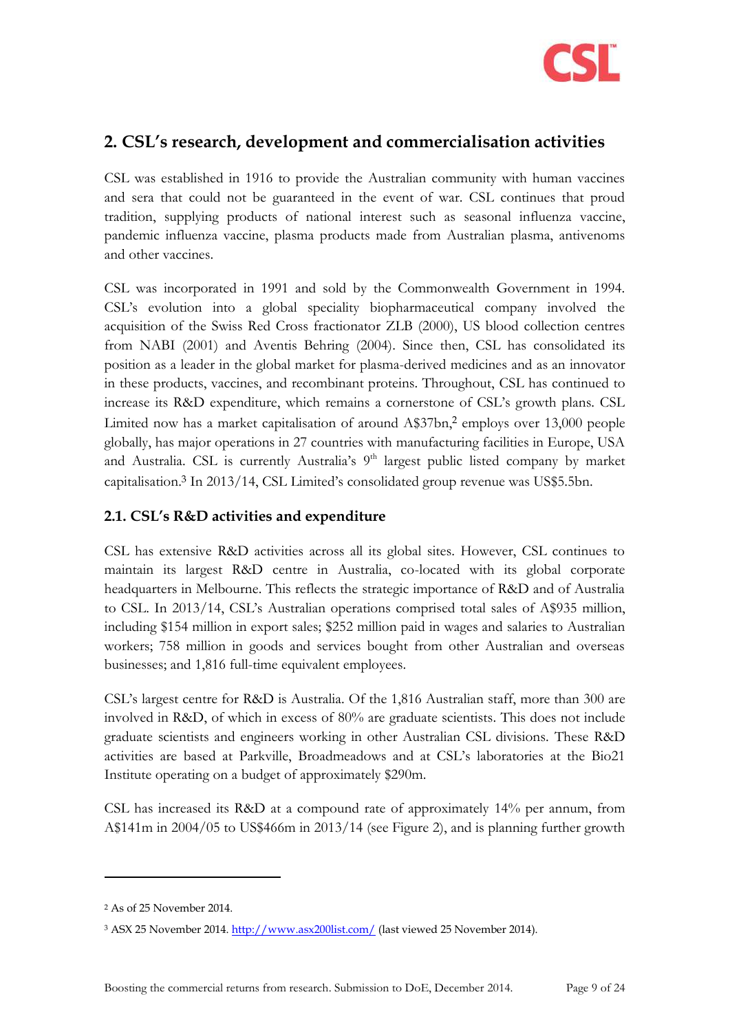## 2. CSL's research, development and commercialisation activities

CSL was established in 1916 to provide the Australian community with human vaccines and sera that could not be guaranteed in the event of war. CSL continues that proud tradition, supplying products of national interest such as seasonal influenza vaccine, pandemic influenza vaccine, plasma products made from Australian plasma, antivenoms and other vaccines.

CSL was incorporated in 1991 and sold by the Commonwealth Government in 1994. CSL's evolution into a global speciality biopharmaceutical company involved the acquisition of the Swiss Red Cross fractionator ZLB (2000), US blood collection centres from NABI (2001) and Aventis Behring (2004). Since then, CSL has consolidated its position as a leader in the global market for plasma-derived medicines and as an innovator in these products, vaccines, and recombinant proteins. Throughout, CSL has continued to increase its R&D expenditure, which remains a cornerstone of CSL's growth plans. CSL Limited now has a market capitalisation of around A$37bn,[2] employs over 13,000 people globally, has major operations in 27 countries with manufacturing facilities in Europe, USA and Australia. CSL is currently Australia's 9th largest public listed company by market capitalisation.[3] In 2013/14, CSL Limited's consolidated group revenue was US$5.5bn.

### 2.1. CSL's R&D activities and expenditure

CSL has extensive R&D activities across all its global sites. However, CSL continues to maintain its largest R&D centre in Australia, co-located with its global corporate headquarters in Melbourne. This reflects the strategic importance of R&D and of Australia to CSL. In 2013/14, CSL's Australian operations comprised total sales of A$935 million, including $154 million in export sales; $252 million paid in wages and salaries to Australian workers; 758 million in goods and services bought from other Australian and overseas businesses; and 1,816 full-time equivalent employees.

CSL's largest centre for R&D is Australia. Of the 1,816 Australian staff, more than 300 are involved in R&D, of which in excess of 80% are graduate scientists. This does not include graduate scientists and engineers working in other Australian CSL divisions. These R&D activities are based at Parkville, Broadmeadows and at CSL's laboratories at the Bio21 Institute operating on a budget of approximately $290m.

CSL has increased its R&D at a compound rate of approximately 14% per annum, from A$141m in 2004/05 to US$466m in 2013/14 (see Figure 2), and is planning further growth

---

[2] As of 25 November 2014.

[3] ASX 25 November 2014. http://www.asx200list.com/ (last viewed 25 November 2014).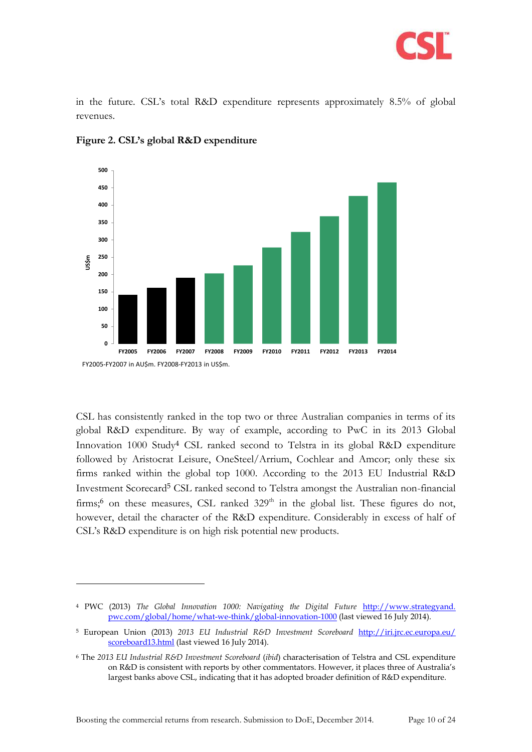in the future. CSL's total R&D expenditure represents approximately 8.5% of global revenues.

**Figure 2. CSL's global R&D expenditure**

FY2005-FY2007 in AU$m. FY2008-FY2013 in US$m.

CSL has consistently ranked in the top two or three Australian companies in terms of its global R&D expenditure. By way of example, according to PwC in its 2013 Global Innovation 1000 Study[4] CSL ranked second to Telstra in its global R&D expenditure followed by Aristocrat Leisure, OneSteel/Arrium, Cochlear and Amcor; only these six firms ranked within the global top 1000. According to the 2013 EU Industrial R&D Investment Scorecard[5] CSL ranked second to Telstra amongst the Australian non-financial firms;[6] on these measures, CSL ranked 329th in the global list. These figures do not, however, detail the character of the R&D expenditure. Considerably in excess of half of CSL's R&D expenditure is on high risk potential new products.

---

[4] PWC (2013) *The Global Innovation 1000: Navigating the Digital Future* http://www.strategyand.pwc.com/global/home/what-we-think/global-innovation-1000 (last viewed 16 July 2014).

[5] European Union (2013) *2013 EU Industrial R&D Investment Scoreboard* http://iri.jrc.ec.europa.eu/scoreboard13.html (last viewed 16 July 2014).

[6] The *2013 EU Industrial R&D Investment Scoreboard* (*ibid*) characterisation of Telstra and CSL expenditure on R&D is consistent with reports by other commentators. However, it places three of Australia's largest banks above CSL, indicating that it has adopted broader definition of R&D expenditure.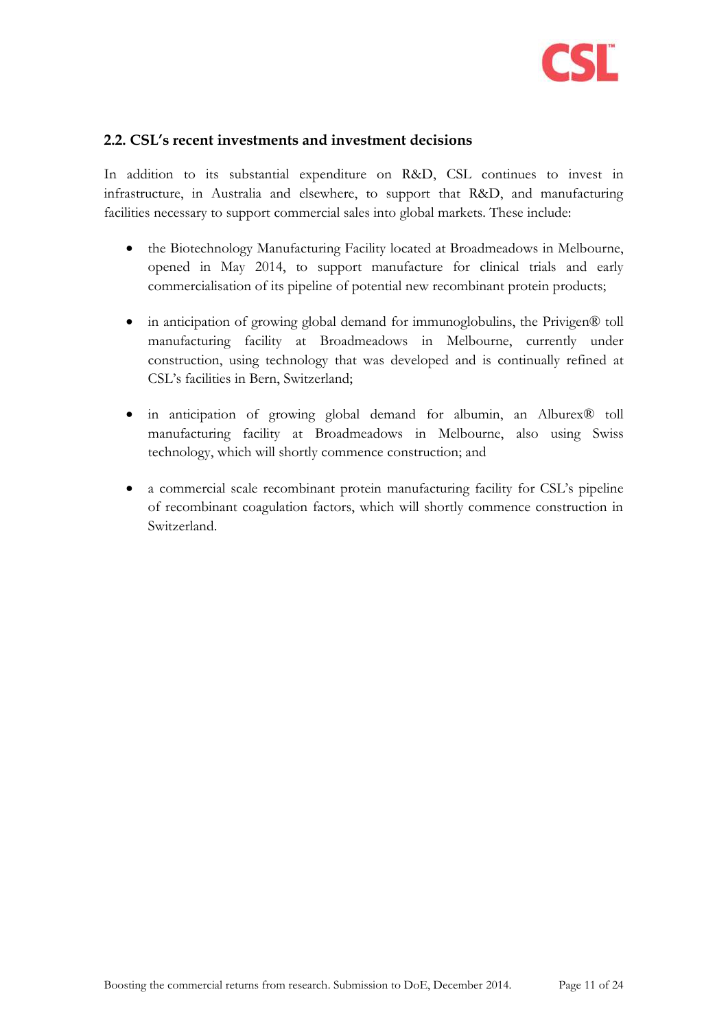## 2.2. CSL's recent investments and investment decisions

In addition to its substantial expenditure on R&D, CSL continues to invest in infrastructure, in Australia and elsewhere, to support that R&D, and manufacturing facilities necessary to support commercial sales into global markets. These include:

- the Biotechnology Manufacturing Facility located at Broadmeadows in Melbourne, opened in May 2014, to support manufacture for clinical trials and early commercialisation of its pipeline of potential new recombinant protein products;

- in anticipation of growing global demand for immunoglobulins, the Privigen® toll manufacturing facility at Broadmeadows in Melbourne, currently under construction, using technology that was developed and is continually refined at CSL's facilities in Bern, Switzerland;

- in anticipation of growing global demand for albumin, an Alburex® toll manufacturing facility at Broadmeadows in Melbourne, also using Swiss technology, which will shortly commence construction; and

- a commercial scale recombinant protein manufacturing facility for CSL's pipeline of recombinant coagulation factors, which will shortly commence construction in Switzerland.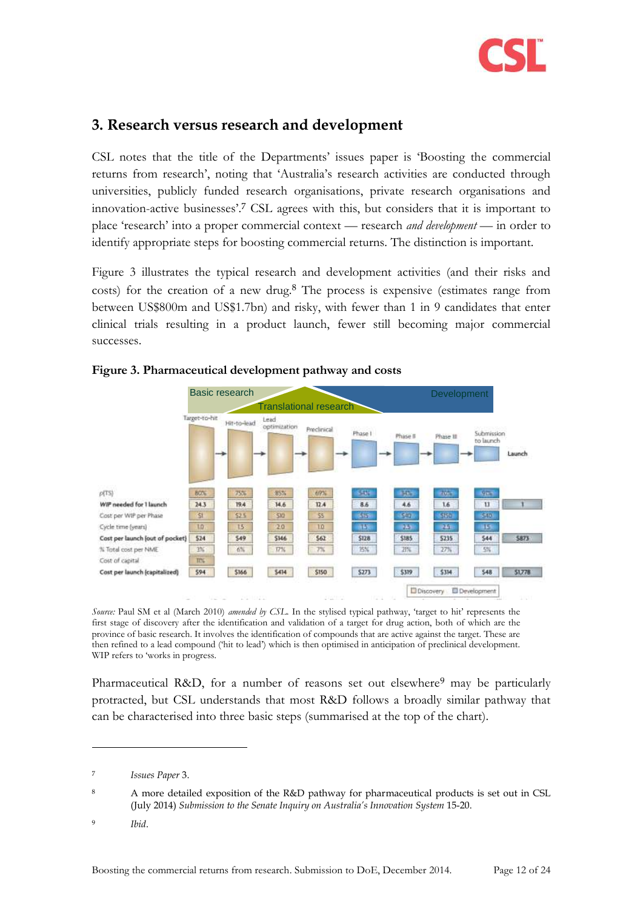## 3. Research versus research and development

CSL notes that the title of the Departments' issues paper is 'Boosting the commercial returns from research', noting that 'Australia's research activities are conducted through universities, publicly funded research organisations, private research organisations and innovation-active businesses'.[7] CSL agrees with this, but considers that it is important to place 'research' into a proper commercial context — research *and development* — in order to identify appropriate steps for boosting commercial returns. The distinction is important.

Figure 3 illustrates the typical research and development activities (and their risks and costs) for the creation of a new drug.[8] The process is expensive (estimates range from between US$800m and US$1.7bn) and risky, with fewer than 1 in 9 candidates that enter clinical trials resulting in a product launch, fewer still becoming major commercial successes.

**Figure 3. Pharmaceutical development pathway and costs**

Basic research — Translational research — Development

| | Target-to-hit | Hit-to-lead | Lead optimization | Preclinical | Phase I | Phase II | Phase III | Submission to launch | Launch |
|---|---|---|---|---|---|---|---|---|---|
| p(TS) | 80% | 75% | 85% | 69% | 54% | 34% | 70% | 91% | |
| **WIP needed for 1 launch** | 24.3 | 19.4 | 14.6 | 12.4 | 8.6 | 4.6 | 1.6 | 1.1 | 1 |
| Cost per WIP per Phase | $1 | $2.5 | $10 | $5 | $15 | $40 | $150 | $40 | |
| Cycle time (years) | 1.0 | 1.5 | 2.0 | 1.0 | 1.5 | 2.5 | 2.5 | 1.5 | |
| **Cost per launch (out of pocket)** | $24 | $49 | $146 | $62 | $128 | $185 | $235 | $44 | $873 |
| % Total cost per NME | 3% | 6% | 17% | 7% | 15% | 21% | 27% | 5% | |
| Cost of capital | 11% | | | | | | | | |
| **Cost per launch (capitalized)** | $94 | $166 | $414 | $150 | $273 | $319 | $314 | $48 | $1,778 |

Discovery / Development

*Source:* Paul SM et al (March 2010) *amended by CSL*. In the stylised typical pathway, 'target to hit' represents the first stage of discovery after the identification and validation of a target for drug action, both of which are the province of basic research. It involves the identification of compounds that are active against the target. These are then refined to a lead compound ('hit to lead') which is then optimised in anticipation of preclinical development. WIP refers to 'works in progress.

Pharmaceutical R&D, for a number of reasons set out elsewhere[9] may be particularly protracted, but CSL understands that most R&D follows a broadly similar pathway that can be characterised into three basic steps (summarised at the top of the chart).

---

[7] *Issues Paper* 3.

[8] A more detailed exposition of the R&D pathway for pharmaceutical products is set out in CSL (July 2014) *Submission to the Senate Inquiry on Australia's Innovation System* 15-20.

[9] *Ibid*.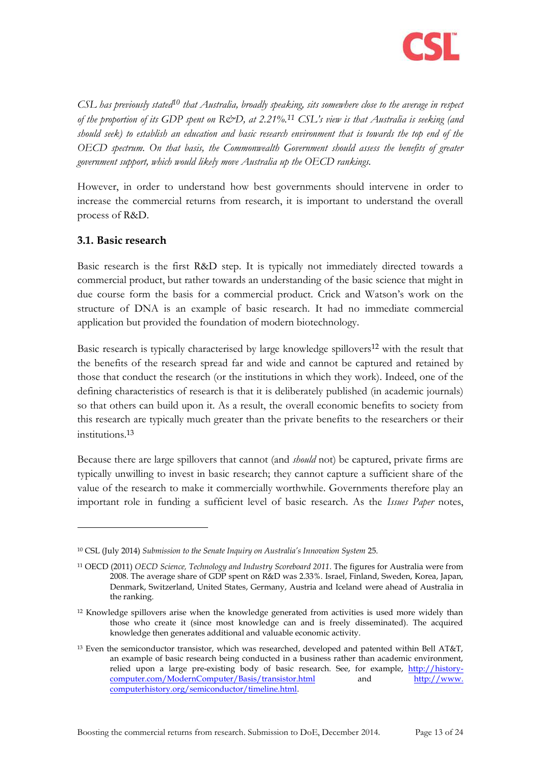*CSL has previously stated[10] that Australia, broadly speaking, sits somewhere close to the average in respect of the proportion of its GDP spent on R&D, at 2.21%.[11] CSL's view is that Australia is seeking (and should seek) to establish an education and basic research environment that is towards the top end of the OECD spectrum. On that basis, the Commonwealth Government should assess the benefits of greater government support, which would likely move Australia up the OECD rankings.*

However, in order to understand how best governments should intervene in order to increase the commercial returns from research, it is important to understand the overall process of R&D.

### 3.1. Basic research

Basic research is the first R&D step. It is typically not immediately directed towards a commercial product, but rather towards an understanding of the basic science that might in due course form the basis for a commercial product. Crick and Watson's work on the structure of DNA is an example of basic research. It had no immediate commercial application but provided the foundation of modern biotechnology.

Basic research is typically characterised by large knowledge spillovers[12] with the result that the benefits of the research spread far and wide and cannot be captured and retained by those that conduct the research (or the institutions in which they work). Indeed, one of the defining characteristics of research is that it is deliberately published (in academic journals) so that others can build upon it. As a result, the overall economic benefits to society from this research are typically much greater than the private benefits to the researchers or their institutions.[13]

Because there are large spillovers that cannot (and *should* not) be captured, private firms are typically unwilling to invest in basic research; they cannot capture a sufficient share of the value of the research to make it commercially worthwhile. Governments therefore play an important role in funding a sufficient level of basic research. As the *Issues Paper* notes,

---

[10] CSL (July 2014) *Submission to the Senate Inquiry on Australia's Innovation System* 25.

[11] OECD (2011) *OECD Science, Technology and Industry Scoreboard 2011*. The figures for Australia were from 2008. The average share of GDP spent on R&D was 2.33%. Israel, Finland, Sweden, Korea, Japan, Denmark, Switzerland, United States, Germany, Austria and Iceland were ahead of Australia in the ranking.

[12] Knowledge spillovers arise when the knowledge generated from activities is used more widely than those who create it (since most knowledge can and is freely disseminated). The acquired knowledge then generates additional and valuable economic activity.

[13] Even the semiconductor transistor, which was researched, developed and patented within Bell AT&T, an example of basic research being conducted in a business rather than academic environment, relied upon a large pre-existing body of basic research. See, for example, http://history-computer.com/ModernComputer/Basis/transistor.html and http://www.computerhistory.org/semiconductor/timeline.html.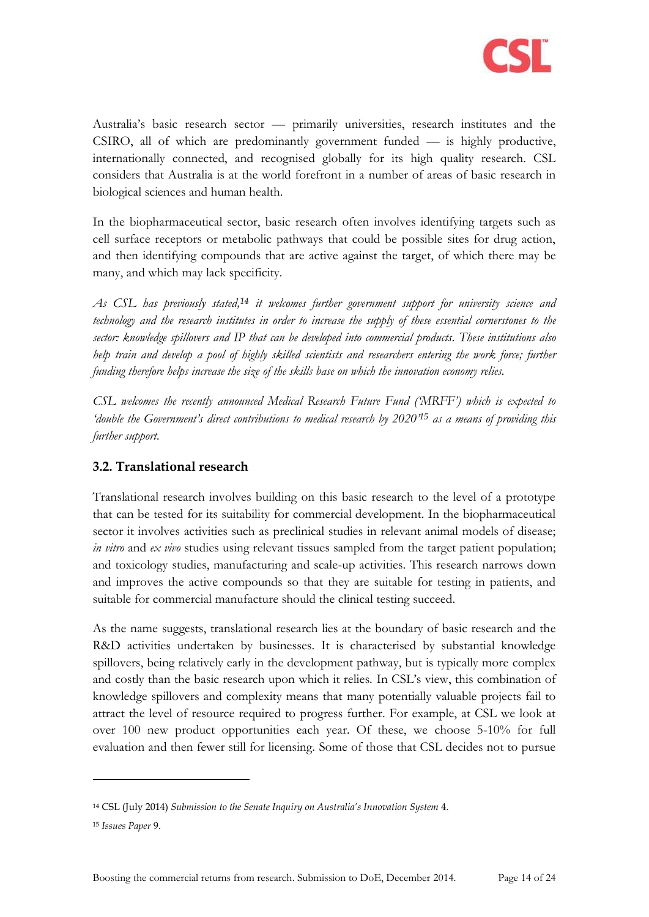Australia's basic research sector — primarily universities, research institutes and the CSIRO, all of which are predominantly government funded — is highly productive, internationally connected, and recognised globally for its high quality research. CSL considers that Australia is at the world forefront in a number of areas of basic research in biological sciences and human health.

In the biopharmaceutical sector, basic research often involves identifying targets such as cell surface receptors or metabolic pathways that could be possible sites for drug action, and then identifying compounds that are active against the target, of which there may be many, and which may lack specificity.

*As CSL has previously stated,[14] it welcomes further government support for university science and technology and the research institutes in order to increase the supply of these essential cornerstones to the sector: knowledge spillovers and IP that can be developed into commercial products. These institutions also help train and develop a pool of highly skilled scientists and researchers entering the work force; further funding therefore helps increase the size of the skills base on which the innovation economy relies.*

*CSL welcomes the recently announced Medical Research Future Fund ('MRFF') which is expected to 'double the Government's direct contributions to medical research by 2020'[15] as a means of providing this further support.*

### 3.2. Translational research

Translational research involves building on this basic research to the level of a prototype that can be tested for its suitability for commercial development. In the biopharmaceutical sector it involves activities such as preclinical studies in relevant animal models of disease; *in vitro* and *ex vivo* studies using relevant tissues sampled from the target patient population; and toxicology studies, manufacturing and scale-up activities. This research narrows down and improves the active compounds so that they are suitable for testing in patients, and suitable for commercial manufacture should the clinical testing succeed.

As the name suggests, translational research lies at the boundary of basic research and the R&D activities undertaken by businesses. It is characterised by substantial knowledge spillovers, being relatively early in the development pathway, but is typically more complex and costly than the basic research upon which it relies. In CSL's view, this combination of knowledge spillovers and complexity means that many potentially valuable projects fail to attract the level of resource required to progress further. For example, at CSL we look at over 100 new product opportunities each year. Of these, we choose 5-10% for full evaluation and then fewer still for licensing. Some of those that CSL decides not to pursue

---

[14] CSL (July 2014) *Submission to the Senate Inquiry on Australia's Innovation System* 4.

[15] *Issues Paper* 9.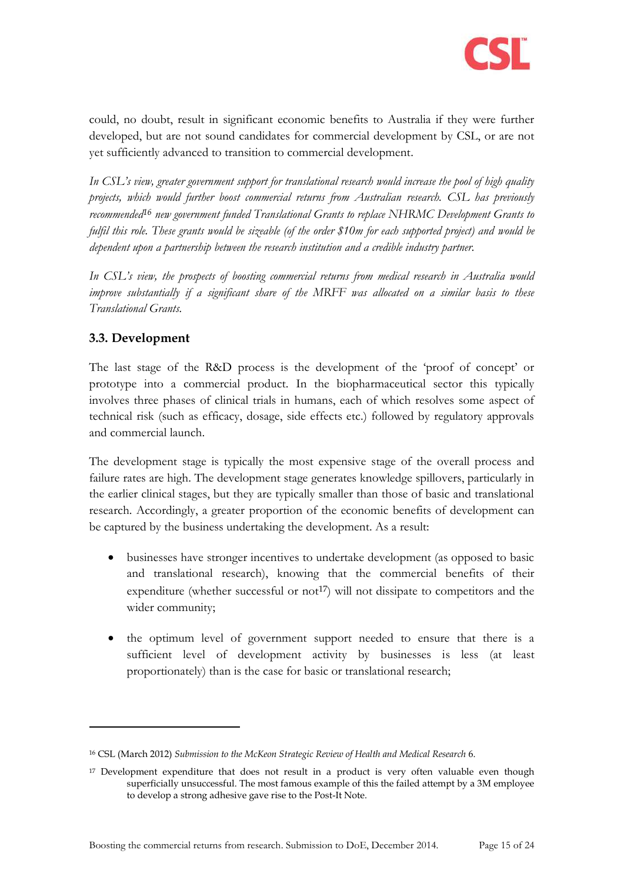could, no doubt, result in significant economic benefits to Australia if they were further developed, but are not sound candidates for commercial development by CSL, or are not yet sufficiently advanced to transition to commercial development.

*In CSL's view, greater government support for translational research would increase the pool of high quality projects, which would further boost commercial returns from Australian research. CSL has previously recommended*[16] *new government funded Translational Grants to replace NHRMC Development Grants to fulfil this role. These grants would be sizeable (of the order $10m for each supported project) and would be dependent upon a partnership between the research institution and a credible industry partner.*

*In CSL's view, the prospects of boosting commercial returns from medical research in Australia would improve substantially if a significant share of the MRFF was allocated on a similar basis to these Translational Grants.*

### 3.3. Development

The last stage of the R&D process is the development of the 'proof of concept' or prototype into a commercial product. In the biopharmaceutical sector this typically involves three phases of clinical trials in humans, each of which resolves some aspect of technical risk (such as efficacy, dosage, side effects etc.) followed by regulatory approvals and commercial launch.

The development stage is typically the most expensive stage of the overall process and failure rates are high. The development stage generates knowledge spillovers, particularly in the earlier clinical stages, but they are typically smaller than those of basic and translational research. Accordingly, a greater proportion of the economic benefits of development can be captured by the business undertaking the development. As a result:

- businesses have stronger incentives to undertake development (as opposed to basic and translational research), knowing that the commercial benefits of their expenditure (whether successful or not[17]) will not dissipate to competitors and the wider community;
- the optimum level of government support needed to ensure that there is a sufficient level of development activity by businesses is less (at least proportionately) than is the case for basic or translational research;

---

[16] CSL (March 2012) *Submission to the McKeon Strategic Review of Health and Medical Research* 6.

[17] Development expenditure that does not result in a product is very often valuable even though superficially unsuccessful. The most famous example of this the failed attempt by a 3M employee to develop a strong adhesive gave rise to the Post-It Note.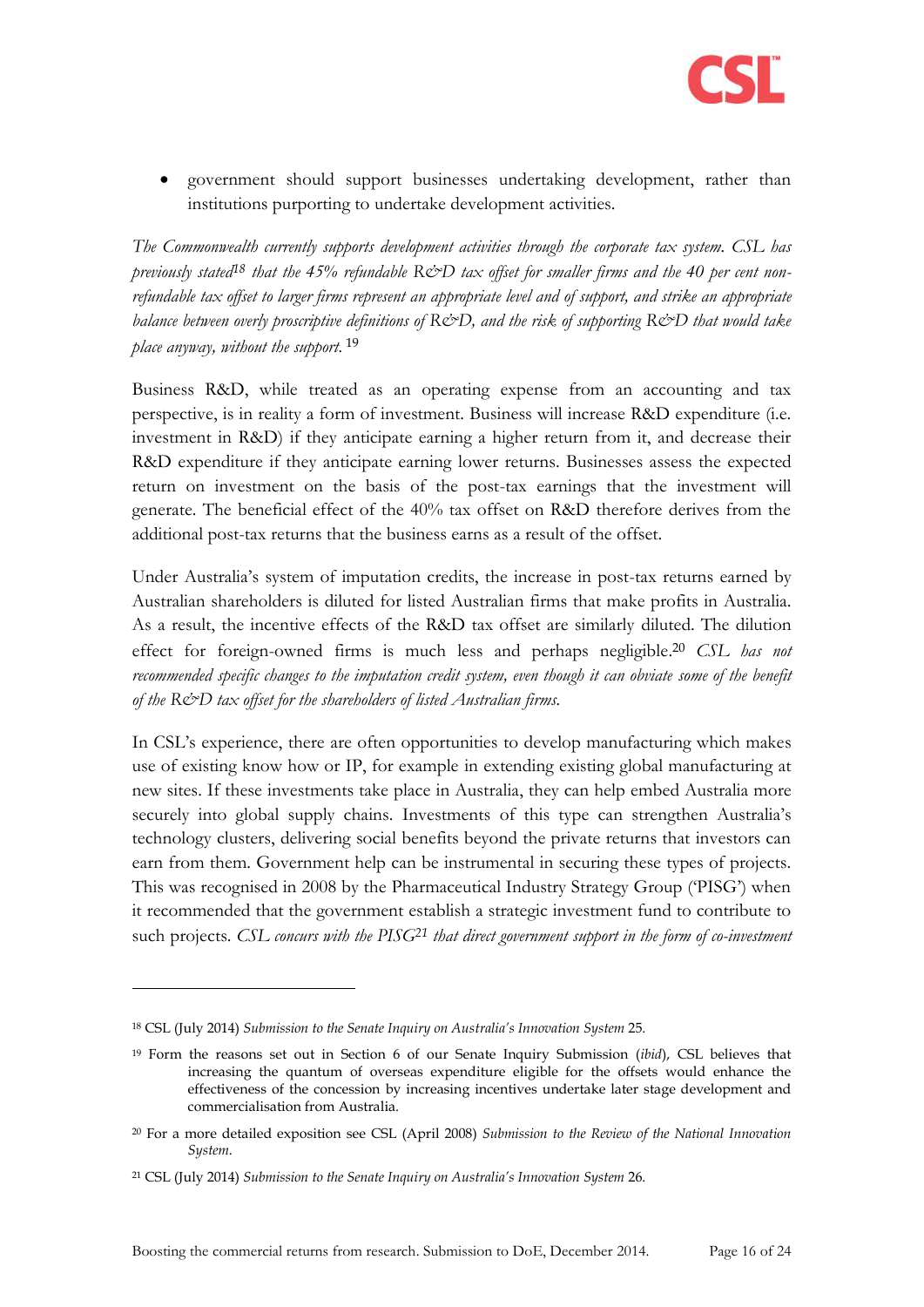- government should support businesses undertaking development, rather than institutions purporting to undertake development activities.

*The Commonwealth currently supports development activities through the corporate tax system. CSL has previously stated*[18] *that the 45% refundable R&D tax offset for smaller firms and the 40 per cent non-refundable tax offset to larger firms represent an appropriate level and of support, and strike an appropriate balance between overly proscriptive definitions of R&D, and the risk of supporting R&D that would take place anyway, without the support.* [19]

Business R&D, while treated as an operating expense from an accounting and tax perspective, is in reality a form of investment. Business will increase R&D expenditure (i.e. investment in R&D) if they anticipate earning a higher return from it, and decrease their R&D expenditure if they anticipate earning lower returns. Businesses assess the expected return on investment on the basis of the post-tax earnings that the investment will generate. The beneficial effect of the 40% tax offset on R&D therefore derives from the additional post-tax returns that the business earns as a result of the offset.

Under Australia's system of imputation credits, the increase in post-tax returns earned by Australian shareholders is diluted for listed Australian firms that make profits in Australia. As a result, the incentive effects of the R&D tax offset are similarly diluted. The dilution effect for foreign-owned firms is much less and perhaps negligible.[20] *CSL has not recommended specific changes to the imputation credit system, even though it can obviate some of the benefit of the R&D tax offset for the shareholders of listed Australian firms.*

In CSL's experience, there are often opportunities to develop manufacturing which makes use of existing know how or IP, for example in extending existing global manufacturing at new sites. If these investments take place in Australia, they can help embed Australia more securely into global supply chains. Investments of this type can strengthen Australia's technology clusters, delivering social benefits beyond the private returns that investors can earn from them. Government help can be instrumental in securing these types of projects. This was recognised in 2008 by the Pharmaceutical Industry Strategy Group ('PISG') when it recommended that the government establish a strategic investment fund to contribute to such projects. *CSL concurs with the PISG*[21] *that direct government support in the form of co-investment*

---

[18] CSL (July 2014) *Submission to the Senate Inquiry on Australia's Innovation System* 25.

[19] Form the reasons set out in Section 6 of our Senate Inquiry Submission (*ibid*), CSL believes that increasing the quantum of overseas expenditure eligible for the offsets would enhance the effectiveness of the concession by increasing incentives undertake later stage development and commercialisation from Australia.

[20] For a more detailed exposition see CSL (April 2008) *Submission to the Review of the National Innovation System*.

[21] CSL (July 2014) *Submission to the Senate Inquiry on Australia's Innovation System* 26.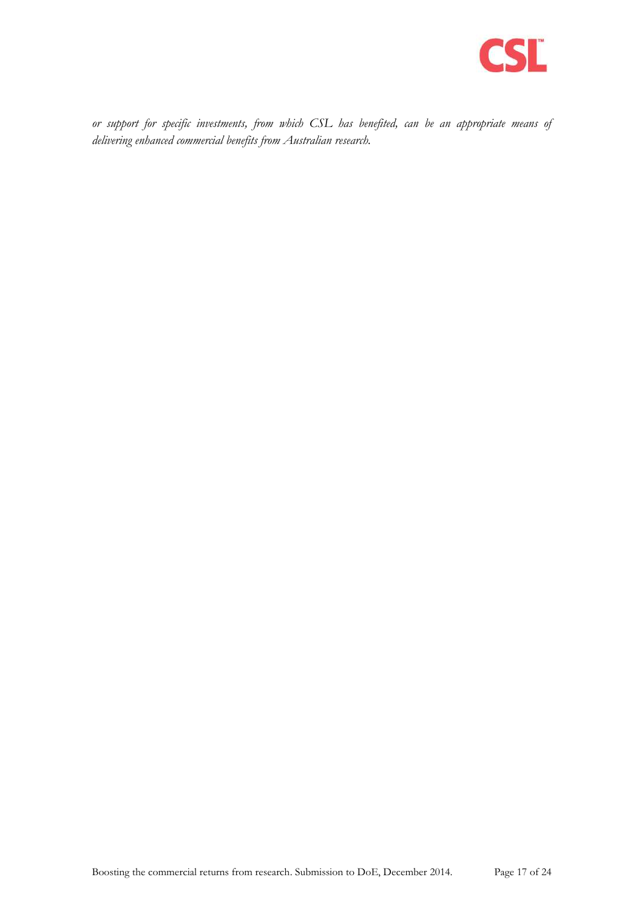*or support for specific investments, from which CSL has benefited, can be an appropriate means of delivering enhanced commercial benefits from Australian research.*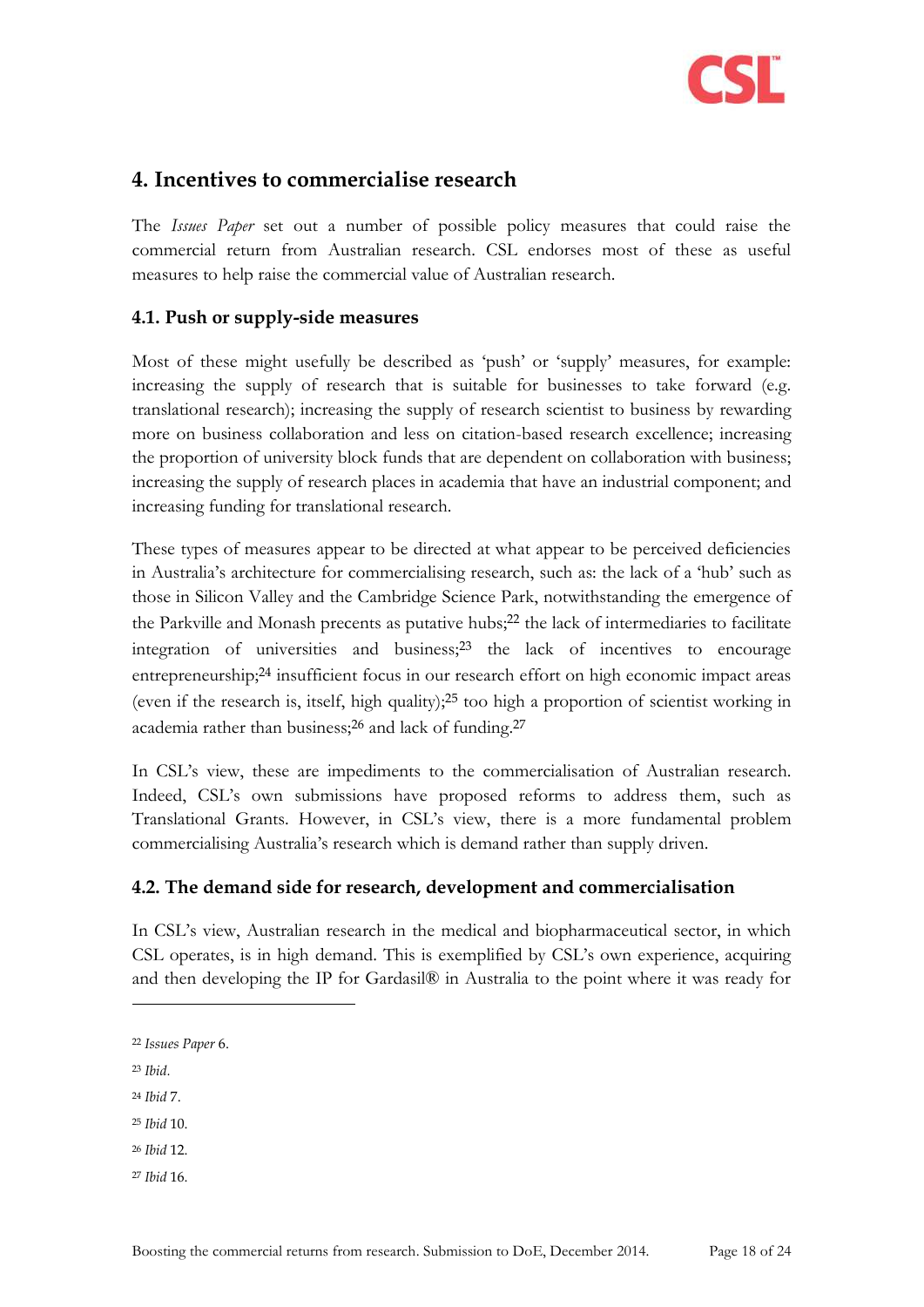## 4. Incentives to commercialise research

The *Issues Paper* set out a number of possible policy measures that could raise the commercial return from Australian research. CSL endorses most of these as useful measures to help raise the commercial value of Australian research.

### 4.1. Push or supply-side measures

Most of these might usefully be described as 'push' or 'supply' measures, for example: increasing the supply of research that is suitable for businesses to take forward (e.g. translational research); increasing the supply of research scientist to business by rewarding more on business collaboration and less on citation-based research excellence; increasing the proportion of university block funds that are dependent on collaboration with business; increasing the supply of research places in academia that have an industrial component; and increasing funding for translational research.

These types of measures appear to be directed at what appear to be perceived deficiencies in Australia's architecture for commercialising research, such as: the lack of a 'hub' such as those in Silicon Valley and the Cambridge Science Park, notwithstanding the emergence of the Parkville and Monash precents as putative hubs;[22] the lack of intermediaries to facilitate integration of universities and business;[23] the lack of incentives to encourage entrepreneurship;[24] insufficient focus in our research effort on high economic impact areas (even if the research is, itself, high quality);[25] too high a proportion of scientist working in academia rather than business;[26] and lack of funding.[27]

In CSL's view, these are impediments to the commercialisation of Australian research. Indeed, CSL's own submissions have proposed reforms to address them, such as Translational Grants. However, in CSL's view, there is a more fundamental problem commercialising Australia's research which is demand rather than supply driven.

### 4.2. The demand side for research, development and commercialisation

In CSL's view, Australian research in the medical and biopharmaceutical sector, in which CSL operates, is in high demand. This is exemplified by CSL's own experience, acquiring and then developing the IP for Gardasil® in Australia to the point where it was ready for

---

[22] *Issues Paper* 6.

[23] *Ibid*.

[24] *Ibid* 7.

[25] *Ibid* 10.

[26] *Ibid* 12.

[27] *Ibid* 16.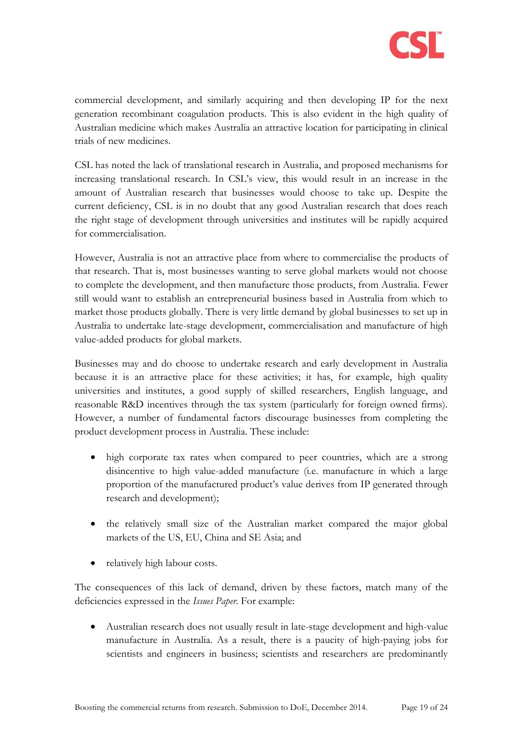commercial development, and similarly acquiring and then developing IP for the next generation recombinant coagulation products. This is also evident in the high quality of Australian medicine which makes Australia an attractive location for participating in clinical trials of new medicines.

CSL has noted the lack of translational research in Australia, and proposed mechanisms for increasing translational research. In CSL's view, this would result in an increase in the amount of Australian research that businesses would choose to take up. Despite the current deficiency, CSL is in no doubt that any good Australian research that does reach the right stage of development through universities and institutes will be rapidly acquired for commercialisation.

However, Australia is not an attractive place from where to commercialise the products of that research. That is, most businesses wanting to serve global markets would not choose to complete the development, and then manufacture those products, from Australia. Fewer still would want to establish an entrepreneurial business based in Australia from which to market those products globally. There is very little demand by global businesses to set up in Australia to undertake late-stage development, commercialisation and manufacture of high value-added products for global markets.

Businesses may and do choose to undertake research and early development in Australia because it is an attractive place for these activities; it has, for example, high quality universities and institutes, a good supply of skilled researchers, English language, and reasonable R&D incentives through the tax system (particularly for foreign owned firms). However, a number of fundamental factors discourage businesses from completing the product development process in Australia. These include:

- high corporate tax rates when compared to peer countries, which are a strong disincentive to high value-added manufacture (i.e. manufacture in which a large proportion of the manufactured product's value derives from IP generated through research and development);
- the relatively small size of the Australian market compared the major global markets of the US, EU, China and SE Asia; and
- relatively high labour costs.

The consequences of this lack of demand, driven by these factors, match many of the deficiencies expressed in the *Issues Paper*. For example:

- Australian research does not usually result in late-stage development and high-value manufacture in Australia. As a result, there is a paucity of high-paying jobs for scientists and engineers in business; scientists and researchers are predominantly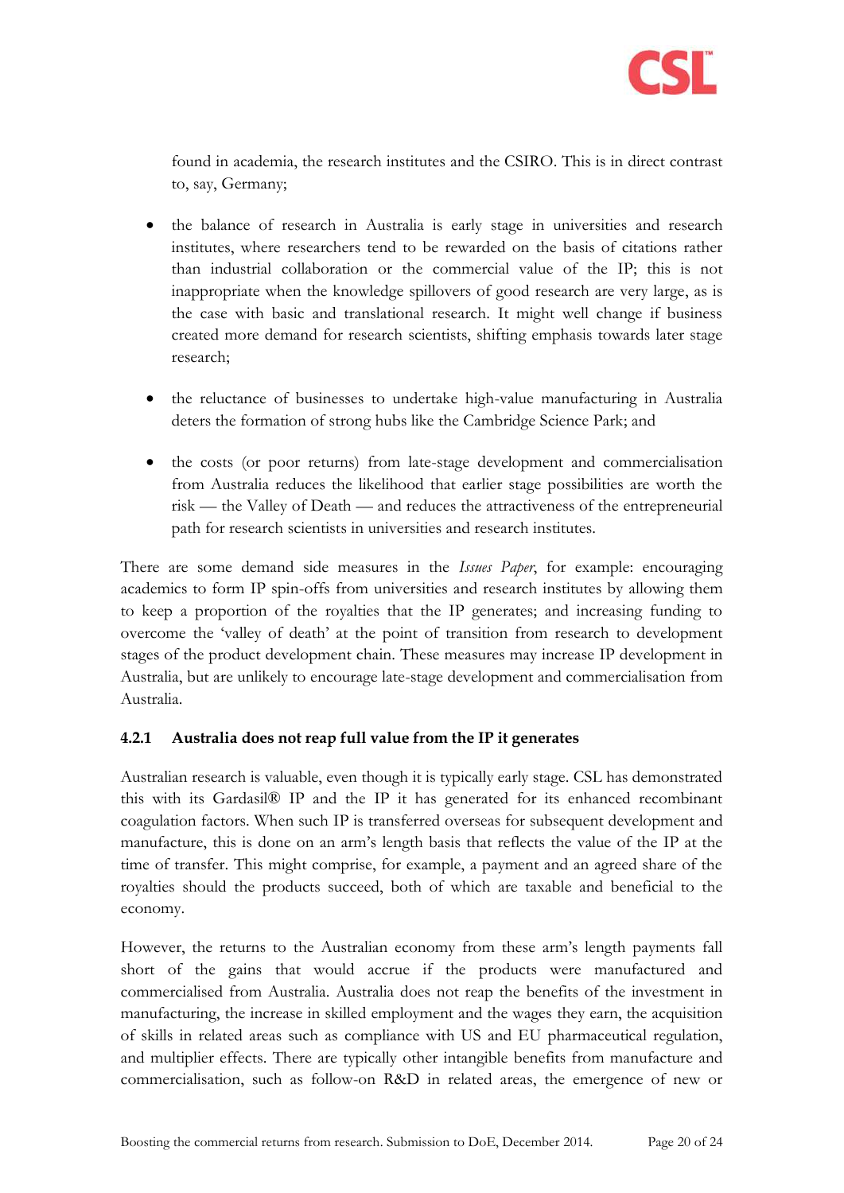found in academia, the research institutes and the CSIRO. This is in direct contrast to, say, Germany;

- the balance of research in Australia is early stage in universities and research institutes, where researchers tend to be rewarded on the basis of citations rather than industrial collaboration or the commercial value of the IP; this is not inappropriate when the knowledge spillovers of good research are very large, as is the case with basic and translational research. It might well change if business created more demand for research scientists, shifting emphasis towards later stage research;

- the reluctance of businesses to undertake high-value manufacturing in Australia deters the formation of strong hubs like the Cambridge Science Park; and

- the costs (or poor returns) from late-stage development and commercialisation from Australia reduces the likelihood that earlier stage possibilities are worth the risk — the Valley of Death — and reduces the attractiveness of the entrepreneurial path for research scientists in universities and research institutes.

There are some demand side measures in the *Issues Paper*, for example: encouraging academics to form IP spin-offs from universities and research institutes by allowing them to keep a proportion of the royalties that the IP generates; and increasing funding to overcome the 'valley of death' at the point of transition from research to development stages of the product development chain. These measures may increase IP development in Australia, but are unlikely to encourage late-stage development and commercialisation from Australia.

### 4.2.1 Australia does not reap full value from the IP it generates

Australian research is valuable, even though it is typically early stage. CSL has demonstrated this with its Gardasil® IP and the IP it has generated for its enhanced recombinant coagulation factors. When such IP is transferred overseas for subsequent development and manufacture, this is done on an arm's length basis that reflects the value of the IP at the time of transfer. This might comprise, for example, a payment and an agreed share of the royalties should the products succeed, both of which are taxable and beneficial to the economy.

However, the returns to the Australian economy from these arm's length payments fall short of the gains that would accrue if the products were manufactured and commercialised from Australia. Australia does not reap the benefits of the investment in manufacturing, the increase in skilled employment and the wages they earn, the acquisition of skills in related areas such as compliance with US and EU pharmaceutical regulation, and multiplier effects. There are typically other intangible benefits from manufacture and commercialisation, such as follow-on R&D in related areas, the emergence of new or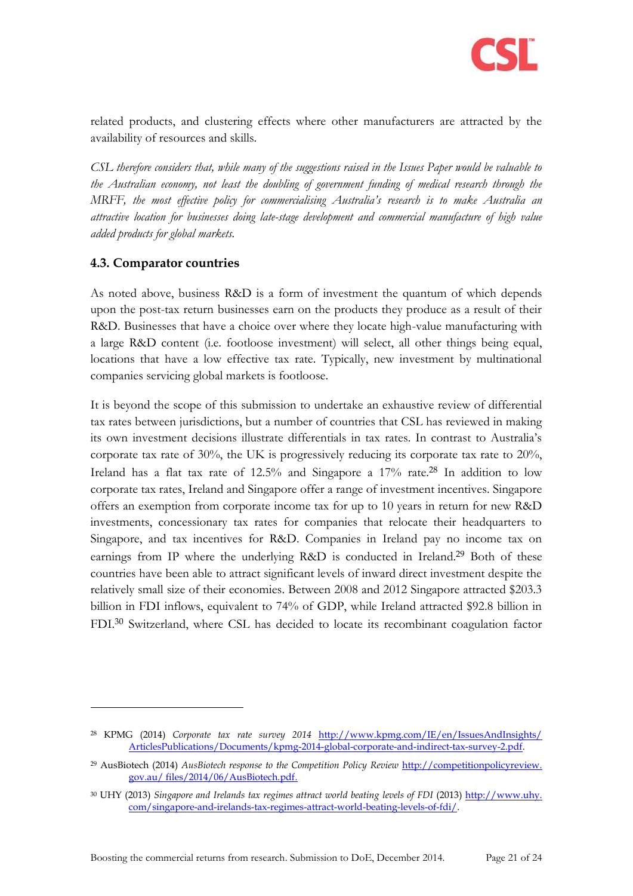related products, and clustering effects where other manufacturers are attracted by the availability of resources and skills.

*CSL therefore considers that, while many of the suggestions raised in the Issues Paper would be valuable to the Australian economy, not least the doubling of government funding of medical research through the MRFF, the most effective policy for commercialising Australia's research is to make Australia an attractive location for businesses doing late-stage development and commercial manufacture of high value added products for global markets.*

### 4.3. Comparator countries

As noted above, business R&D is a form of investment the quantum of which depends upon the post-tax return businesses earn on the products they produce as a result of their R&D. Businesses that have a choice over where they locate high-value manufacturing with a large R&D content (i.e. footloose investment) will select, all other things being equal, locations that have a low effective tax rate. Typically, new investment by multinational companies servicing global markets is footloose.

It is beyond the scope of this submission to undertake an exhaustive review of differential tax rates between jurisdictions, but a number of countries that CSL has reviewed in making its own investment decisions illustrate differentials in tax rates. In contrast to Australia's corporate tax rate of 30%, the UK is progressively reducing its corporate tax rate to 20%, Ireland has a flat tax rate of 12.5% and Singapore a 17% rate.[28] In addition to low corporate tax rates, Ireland and Singapore offer a range of investment incentives. Singapore offers an exemption from corporate income tax for up to 10 years in return for new R&D investments, concessionary tax rates for companies that relocate their headquarters to Singapore, and tax incentives for R&D. Companies in Ireland pay no income tax on earnings from IP where the underlying R&D is conducted in Ireland.[29] Both of these countries have been able to attract significant levels of inward direct investment despite the relatively small size of their economies. Between 2008 and 2012 Singapore attracted $203.3 billion in FDI inflows, equivalent to 74% of GDP, while Ireland attracted $92.8 billion in FDI.[30] Switzerland, where CSL has decided to locate its recombinant coagulation factor

---

[28] KPMG (2014) *Corporate tax rate survey 2014* http://www.kpmg.com/IE/en/IssuesAndInsights/ArticlesPublications/Documents/kpmg-2014-global-corporate-and-indirect-tax-survey-2.pdf.

[29] AusBiotech (2014) *AusBiotech response to the Competition Policy Review* http://competitionpolicyreview.gov.au/ files/2014/06/AusBiotech.pdf.

[30] UHY (2013) *Singapore and Irelands tax regimes attract world beating levels of FDI* (2013) http://www.uhy.com/singapore-and-irelands-tax-regimes-attract-world-beating-levels-of-fdi/.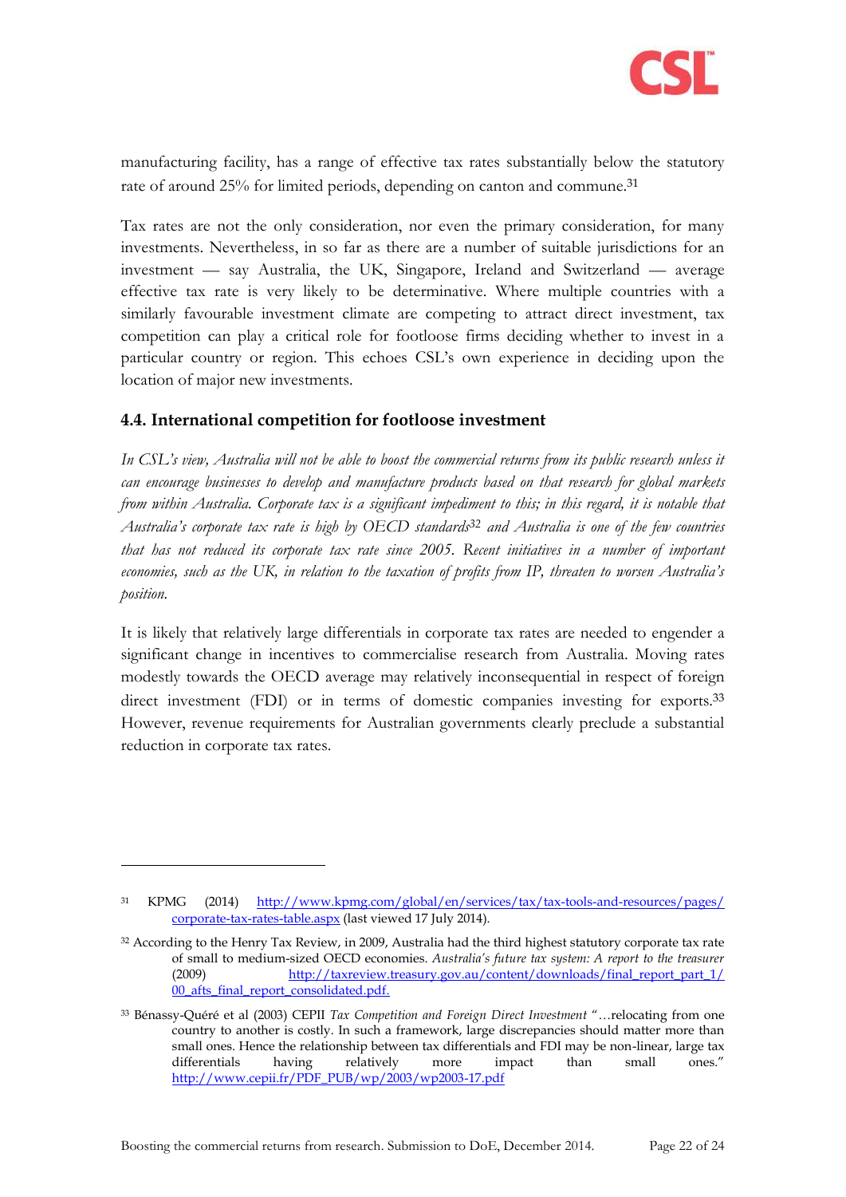manufacturing facility, has a range of effective tax rates substantially below the statutory rate of around 25% for limited periods, depending on canton and commune.[31]

Tax rates are not the only consideration, nor even the primary consideration, for many investments. Nevertheless, in so far as there are a number of suitable jurisdictions for an investment — say Australia, the UK, Singapore, Ireland and Switzerland — average effective tax rate is very likely to be determinative. Where multiple countries with a similarly favourable investment climate are competing to attract direct investment, tax competition can play a critical role for footloose firms deciding whether to invest in a particular country or region. This echoes CSL's own experience in deciding upon the location of major new investments.

### 4.4. International competition for footloose investment

*In CSL's view, Australia will not be able to boost the commercial returns from its public research unless it can encourage businesses to develop and manufacture products based on that research for global markets from within Australia. Corporate tax is a significant impediment to this; in this regard, it is notable that Australia's corporate tax rate is high by OECD standards[32] and Australia is one of the few countries that has not reduced its corporate tax rate since 2005. Recent initiatives in a number of important economies, such as the UK, in relation to the taxation of profits from IP, threaten to worsen Australia's position.*

It is likely that relatively large differentials in corporate tax rates are needed to engender a significant change in incentives to commercialise research from Australia. Moving rates modestly towards the OECD average may relatively inconsequential in respect of foreign direct investment (FDI) or in terms of domestic companies investing for exports.[33] However, revenue requirements for Australian governments clearly preclude a substantial reduction in corporate tax rates.

---

[31] KPMG (2014) http://www.kpmg.com/global/en/services/tax/tax-tools-and-resources/pages/corporate-tax-rates-table.aspx (last viewed 17 July 2014).

[32] According to the Henry Tax Review, in 2009, Australia had the third highest statutory corporate tax rate of small to medium-sized OECD economies. *Australia's future tax system: A report to the treasurer* (2009) http://taxreview.treasury.gov.au/content/downloads/final_report_part_1/00_afts_final_report_consolidated.pdf.

[33] Bénassy-Quéré et al (2003) CEPII *Tax Competition and Foreign Direct Investment* "…relocating from one country to another is costly. In such a framework, large discrepancies should matter more than small ones. Hence the relationship between tax differentials and FDI may be non-linear, large tax differentials having relatively more impact than small ones." http://www.cepii.fr/PDF_PUB/wp/2003/wp2003-17.pdf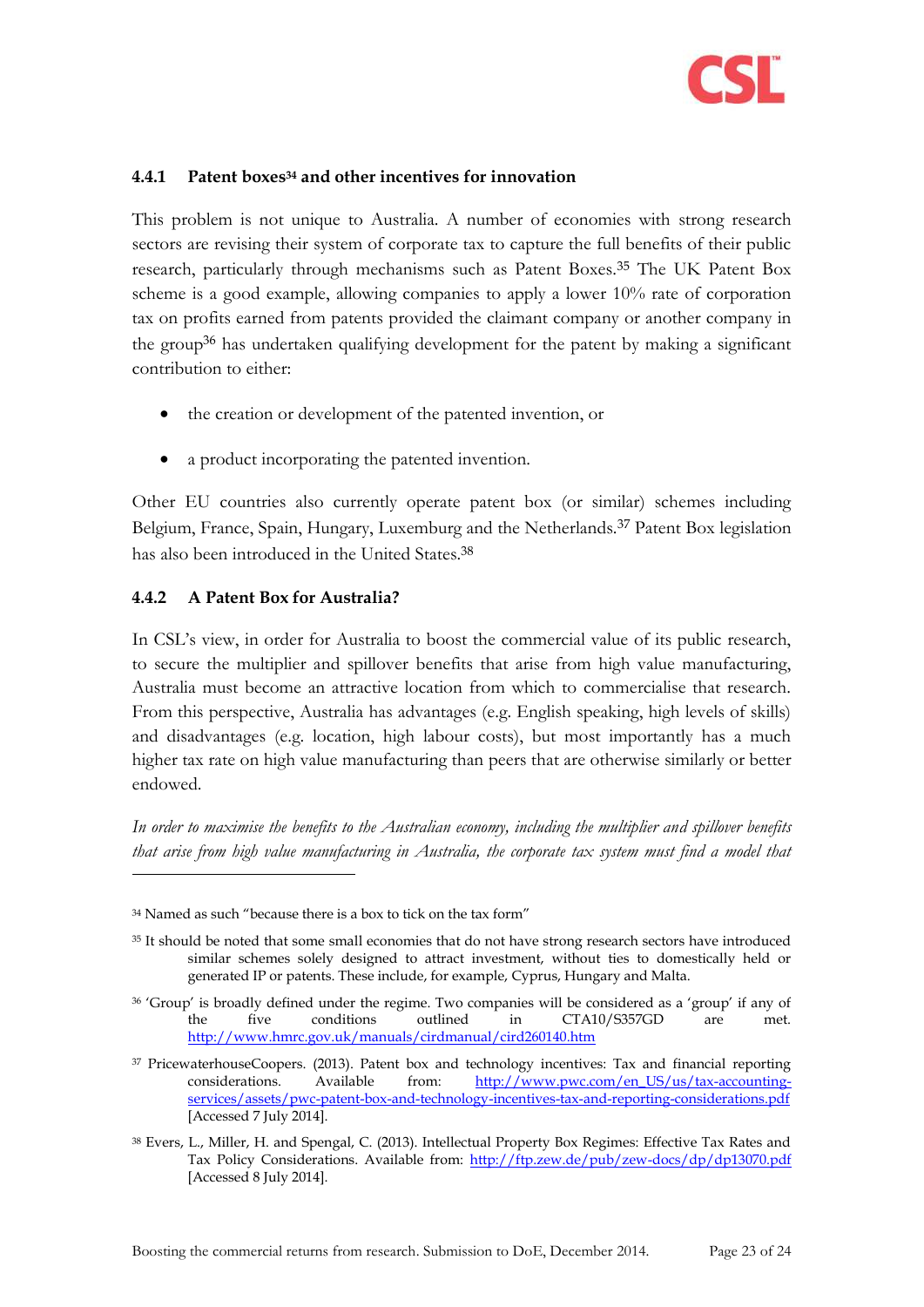### 4.4.1 Patent boxes[34] and other incentives for innovation

This problem is not unique to Australia. A number of economies with strong research sectors are revising their system of corporate tax to capture the full benefits of their public research, particularly through mechanisms such as Patent Boxes.[35] The UK Patent Box scheme is a good example, allowing companies to apply a lower 10% rate of corporation tax on profits earned from patents provided the claimant company or another company in the group[36] has undertaken qualifying development for the patent by making a significant contribution to either:

- the creation or development of the patented invention, or
- a product incorporating the patented invention.

Other EU countries also currently operate patent box (or similar) schemes including Belgium, France, Spain, Hungary, Luxemburg and the Netherlands.[37] Patent Box legislation has also been introduced in the United States.[38]

### 4.4.2 A Patent Box for Australia?

In CSL's view, in order for Australia to boost the commercial value of its public research, to secure the multiplier and spillover benefits that arise from high value manufacturing, Australia must become an attractive location from which to commercialise that research. From this perspective, Australia has advantages (e.g. English speaking, high levels of skills) and disadvantages (e.g. location, high labour costs), but most importantly has a much higher tax rate on high value manufacturing than peers that are otherwise similarly or better endowed.

*In order to maximise the benefits to the Australian economy, including the multiplier and spillover benefits that arise from high value manufacturing in Australia, the corporate tax system must find a model that*

---

[34] Named as such "because there is a box to tick on the tax form"

[35] It should be noted that some small economies that do not have strong research sectors have introduced similar schemes solely designed to attract investment, without ties to domestically held or generated IP or patents. These include, for example, Cyprus, Hungary and Malta.

[36] 'Group' is broadly defined under the regime. Two companies will be considered as a 'group' if any of the five conditions outlined in CTA10/S357GD are met. http://www.hmrc.gov.uk/manuals/cirdmanual/cird260140.htm

[37] PricewaterhouseCoopers. (2013). Patent box and technology incentives: Tax and financial reporting considerations. Available from: http://www.pwc.com/en_US/us/tax-accounting-services/assets/pwc-patent-box-and-technology-incentives-tax-and-reporting-considerations.pdf [Accessed 7 July 2014].

[38] Evers, L., Miller, H. and Spengal, C. (2013). Intellectual Property Box Regimes: Effective Tax Rates and Tax Policy Considerations. Available from: http://ftp.zew.de/pub/zew-docs/dp/dp13070.pdf [Accessed 8 July 2014].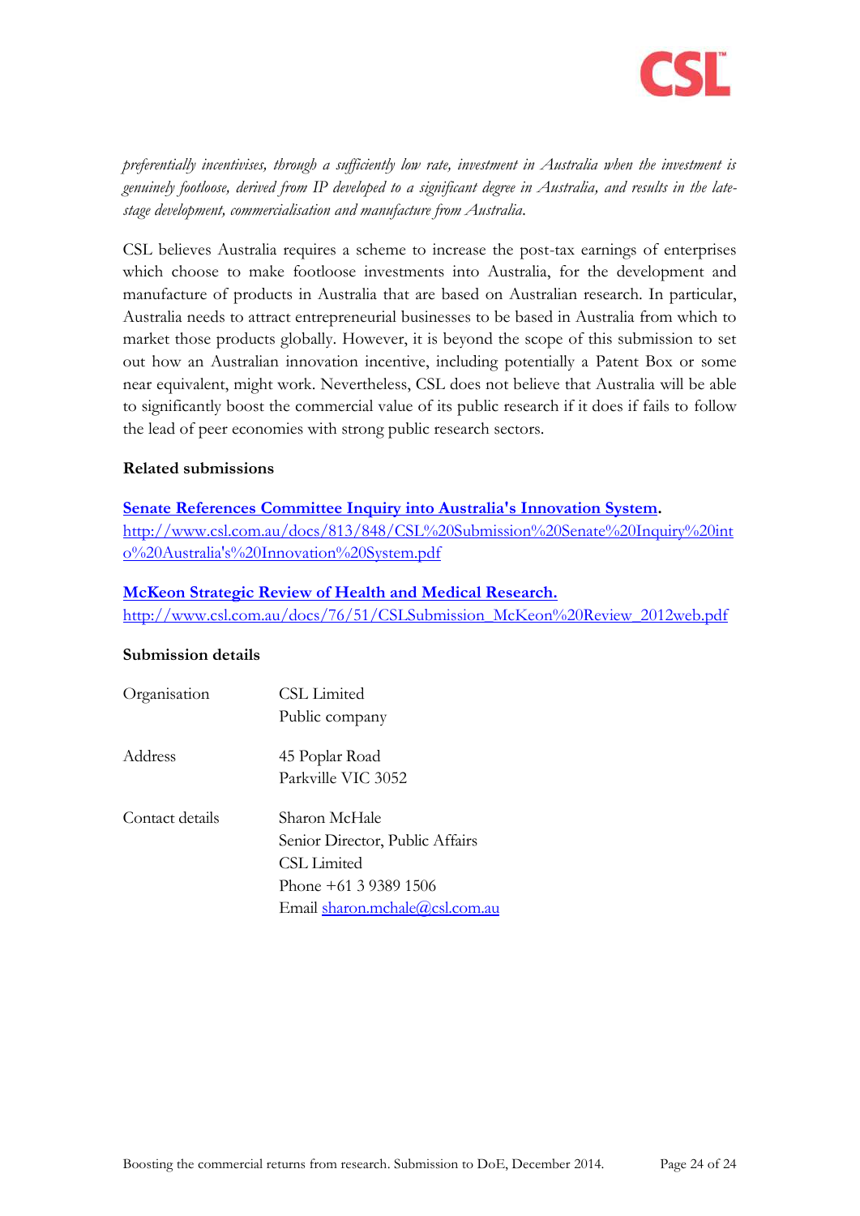*preferentially incentivises, through a sufficiently low rate, investment in Australia when the investment is genuinely footloose, derived from IP developed to a significant degree in Australia, and results in the late-stage development, commercialisation and manufacture from Australia.*

CSL believes Australia requires a scheme to increase the post-tax earnings of enterprises which choose to make footloose investments into Australia, for the development and manufacture of products in Australia that are based on Australian research. In particular, Australia needs to attract entrepreneurial businesses to be based in Australia from which to market those products globally. However, it is beyond the scope of this submission to set out how an Australian innovation incentive, including potentially a Patent Box or some near equivalent, might work. Nevertheless, CSL does not believe that Australia will be able to significantly boost the commercial value of its public research if it does if fails to follow the lead of peer economies with strong public research sectors.

**Related submissions**

**[Senate References Committee Inquiry into Australia's Innovation System](http://www.csl.com.au/docs/813/848/CSL%20Submission%20Senate%20Inquiry%20into%20Australia's%20Innovation%20System.pdf).**
http://www.csl.com.au/docs/813/848/CSL%20Submission%20Senate%20Inquiry%20into%20Australia's%20Innovation%20System.pdf

**[McKeon Strategic Review of Health and Medical Research.](http://www.csl.com.au/docs/76/51/CSLSubmission_McKeon%20Review_2012web.pdf)**
http://www.csl.com.au/docs/76/51/CSLSubmission_McKeon%20Review_2012web.pdf

**Submission details**

| | |
|---|---|
| Organisation | CSL Limited<br>Public company |
| Address | 45 Poplar Road<br>Parkville VIC 3052 |
| Contact details | Sharon McHale<br>Senior Director, Public Affairs<br>CSL Limited<br>Phone +61 3 9389 1506<br>Email sharon.mchale@csl.com.au |